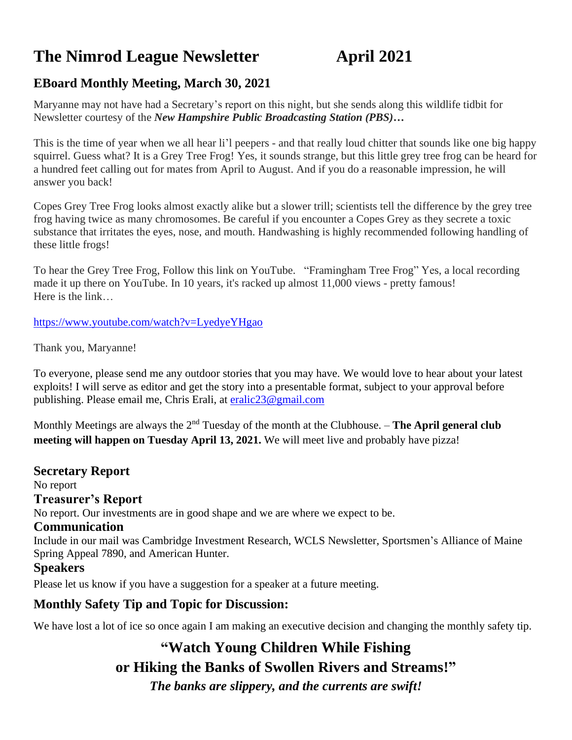# The Nimrod League Newsletter April 2021

## EBoard Monthly Meeting, March 30, 2021

Maryanne may not have had a Secretary's report on this night, but she sends along this wildlife tidbit for Newsletter courtesy of the ***New Hampshire Public Broadcasting Station (PBS)…***

This is the time of year when we all hear li'l peepers - and that really loud chitter that sounds like one big happy squirrel. Guess what? It is a Grey Tree Frog! Yes, it sounds strange, but this little grey tree frog can be heard for a hundred feet calling out for mates from April to August. And if you do a reasonable impression, he will answer you back!

Copes Grey Tree Frog looks almost exactly alike but a slower trill; scientists tell the difference by the grey tree frog having twice as many chromosomes. Be careful if you encounter a Copes Grey as they secrete a toxic substance that irritates the eyes, nose, and mouth. Handwashing is highly recommended following handling of these little frogs!

To hear the Grey Tree Frog, Follow this link on YouTube. "Framingham Tree Frog" Yes, a local recording made it up there on YouTube. In 10 years, it's racked up almost 11,000 views - pretty famous!
Here is the link…

https://www.youtube.com/watch?v=LyedyeYHgao

Thank you, Maryanne!

To everyone, please send me any outdoor stories that you may have. We would love to hear about your latest exploits! I will serve as editor and get the story into a presentable format, subject to your approval before publishing. Please email me, Chris Erali, at eralic23@gmail.com

Monthly Meetings are always the 2nd Tuesday of the month at the Clubhouse. – **The April general club meeting will happen on Tuesday April 13, 2021.** We will meet live and probably have pizza!

### Secretary Report

No report

### Treasurer's Report

No report. Our investments are in good shape and we are where we expect to be.

### Communication

Include in our mail was Cambridge Investment Research, WCLS Newsletter, Sportsmen's Alliance of Maine Spring Appeal 7890, and American Hunter.

### Speakers

Please let us know if you have a suggestion for a speaker at a future meeting.

## Monthly Safety Tip and Topic for Discussion:

We have lost a lot of ice so once again I am making an executive decision and changing the monthly safety tip.

**"Watch Young Children While Fishing or Hiking the Banks of Swollen Rivers and Streams!"**

***The banks are slippery, and the currents are swift!***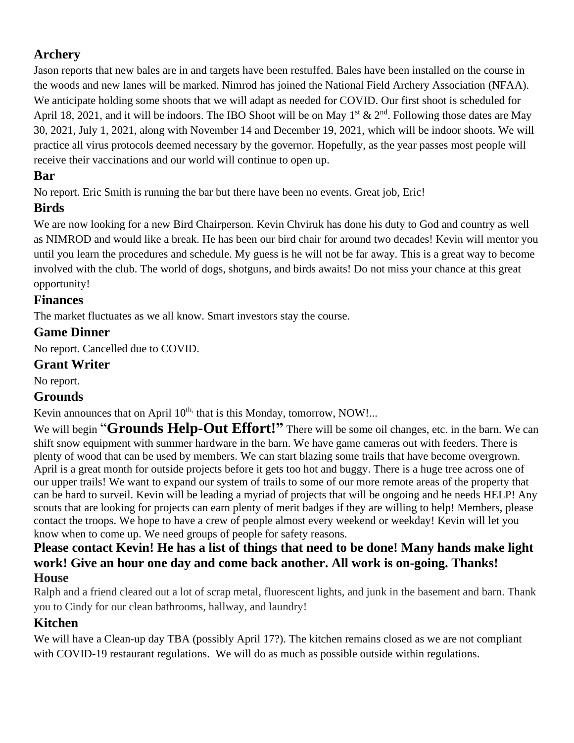## Archery

Jason reports that new bales are in and targets have been restuffed. Bales have been installed on the course in the woods and new lanes will be marked. Nimrod has joined the National Field Archery Association (NFAA). We anticipate holding some shoots that we will adapt as needed for COVID. Our first shoot is scheduled for April 18, 2021, and it will be indoors. The IBO Shoot will be on May 1st & 2nd. Following those dates are May 30, 2021, July 1, 2021, along with November 14 and December 19, 2021, which will be indoor shoots. We will practice all virus protocols deemed necessary by the governor. Hopefully, as the year passes most people will receive their vaccinations and our world will continue to open up.

## Bar

No report. Eric Smith is running the bar but there have been no events. Great job, Eric!

## Birds

We are now looking for a new Bird Chairperson. Kevin Chviruk has done his duty to God and country as well as NIMROD and would like a break. He has been our bird chair for around two decades! Kevin will mentor you until you learn the procedures and schedule. My guess is he will not be far away. This is a great way to become involved with the club. The world of dogs, shotguns, and birds awaits! Do not miss your chance at this great opportunity!

## Finances

The market fluctuates as we all know. Smart investors stay the course.

## Game Dinner

No report. Cancelled due to COVID.

## Grant Writer

No report.

## Grounds

Kevin announces that on April 10th, that is this Monday, tomorrow, NOW!...

We will begin "**Grounds Help-Out Effort!**" There will be some oil changes, etc. in the barn. We can shift snow equipment with summer hardware in the barn. We have game cameras out with feeders. There is plenty of wood that can be used by members. We can start blazing some trails that have become overgrown. April is a great month for outside projects before it gets too hot and buggy. There is a huge tree across one of our upper trails! We want to expand our system of trails to some of our more remote areas of the property that can be hard to surveil. Kevin will be leading a myriad of projects that will be ongoing and he needs HELP! Any scouts that are looking for projects can earn plenty of merit badges if they are willing to help! Members, please contact the troops. We hope to have a crew of people almost every weekend or weekday! Kevin will let you know when to come up. We need groups of people for safety reasons.

**Please contact Kevin! He has a list of things that need to be done! Many hands make light work! Give an hour one day and come back another. All work is on-going. Thanks!**

## House

Ralph and a friend cleared out a lot of scrap metal, fluorescent lights, and junk in the basement and barn. Thank you to Cindy for our clean bathrooms, hallway, and laundry!

## Kitchen

We will have a Clean-up day TBA (possibly April 17?). The kitchen remains closed as we are not compliant with COVID-19 restaurant regulations. We will do as much as possible outside within regulations.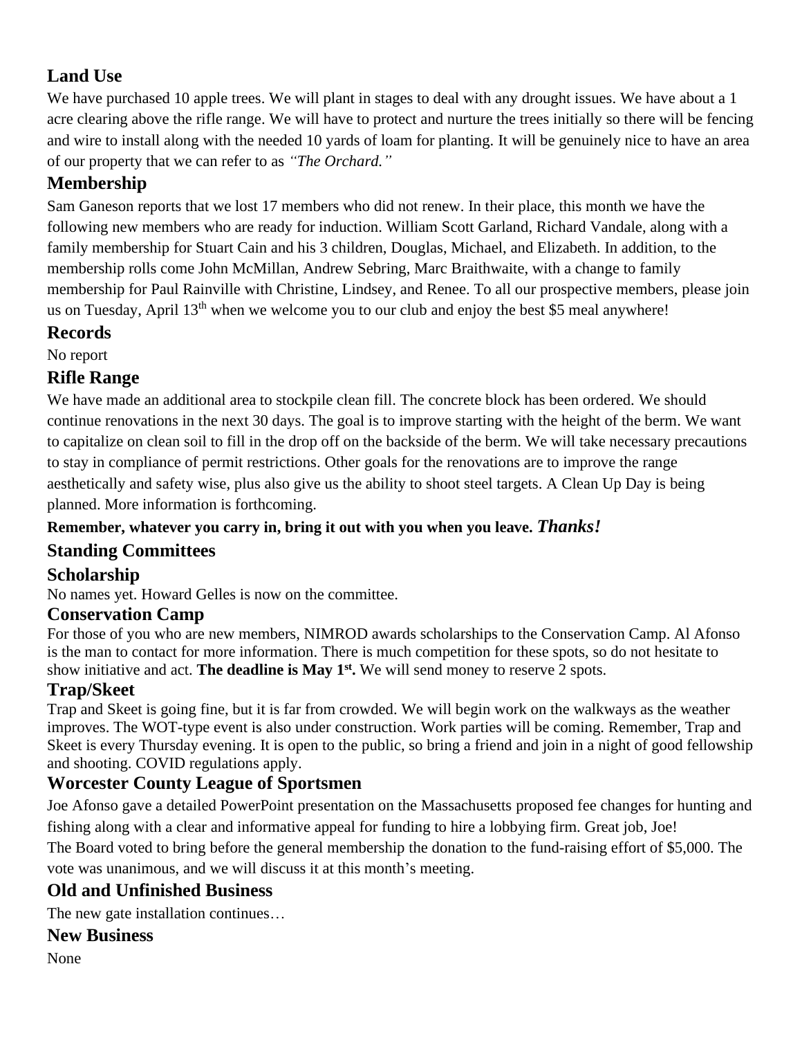## Land Use

We have purchased 10 apple trees. We will plant in stages to deal with any drought issues. We have about a 1 acre clearing above the rifle range. We will have to protect and nurture the trees initially so there will be fencing and wire to install along with the needed 10 yards of loam for planting. It will be genuinely nice to have an area of our property that we can refer to as *"The Orchard."*

## Membership

Sam Ganeson reports that we lost 17 members who did not renew. In their place, this month we have the following new members who are ready for induction. William Scott Garland, Richard Vandale, along with a family membership for Stuart Cain and his 3 children, Douglas, Michael, and Elizabeth. In addition, to the membership rolls come John McMillan, Andrew Sebring, Marc Braithwaite, with a change to family membership for Paul Rainville with Christine, Lindsey, and Renee. To all our prospective members, please join us on Tuesday, April 13th when we welcome you to our club and enjoy the best $5 meal anywhere!

## Records

No report

## Rifle Range

We have made an additional area to stockpile clean fill. The concrete block has been ordered. We should continue renovations in the next 30 days. The goal is to improve starting with the height of the berm. We want to capitalize on clean soil to fill in the drop off on the backside of the berm. We will take necessary precautions to stay in compliance of permit restrictions. Other goals for the renovations are to improve the range aesthetically and safety wise, plus also give us the ability to shoot steel targets. A Clean Up Day is being planned. More information is forthcoming.

**Remember, whatever you carry in, bring it out with you when you leave.** ***Thanks!***

## Standing Committees

## Scholarship

No names yet. Howard Gelles is now on the committee.

## Conservation Camp

For those of you who are new members, NIMROD awards scholarships to the Conservation Camp. Al Afonso is the man to contact for more information. There is much competition for these spots, so do not hesitate to show initiative and act. **The deadline is May 1st.** We will send money to reserve 2 spots.

## Trap/Skeet

Trap and Skeet is going fine, but it is far from crowded. We will begin work on the walkways as the weather improves. The WOT-type event is also under construction. Work parties will be coming. Remember, Trap and Skeet is every Thursday evening. It is open to the public, so bring a friend and join in a night of good fellowship and shooting. COVID regulations apply.

## Worcester County League of Sportsmen

Joe Afonso gave a detailed PowerPoint presentation on the Massachusetts proposed fee changes for hunting and fishing along with a clear and informative appeal for funding to hire a lobbying firm. Great job, Joe!

The Board voted to bring before the general membership the donation to the fund-raising effort of $5,000. The vote was unanimous, and we will discuss it at this month's meeting.

## Old and Unfinished Business

The new gate installation continues…

## New Business

None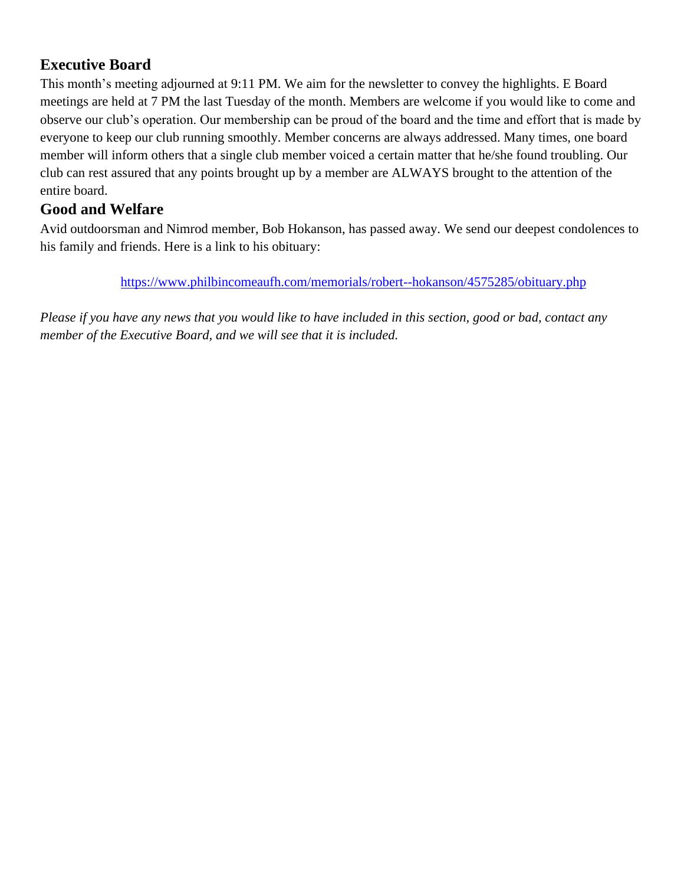## Executive Board

This month's meeting adjourned at 9:11 PM. We aim for the newsletter to convey the highlights. E Board meetings are held at 7 PM the last Tuesday of the month. Members are welcome if you would like to come and observe our club's operation. Our membership can be proud of the board and the time and effort that is made by everyone to keep our club running smoothly. Member concerns are always addressed. Many times, one board member will inform others that a single club member voiced a certain matter that he/she found troubling. Our club can rest assured that any points brought up by a member are ALWAYS brought to the attention of the entire board.

## Good and Welfare

Avid outdoorsman and Nimrod member, Bob Hokanson, has passed away. We send our deepest condolences to his family and friends. Here is a link to his obituary:

https://www.philbincomeaufh.com/memorials/robert--hokanson/4575285/obituary.php

*Please if you have any news that you would like to have included in this section, good or bad, contact any member of the Executive Board, and we will see that it is included.*